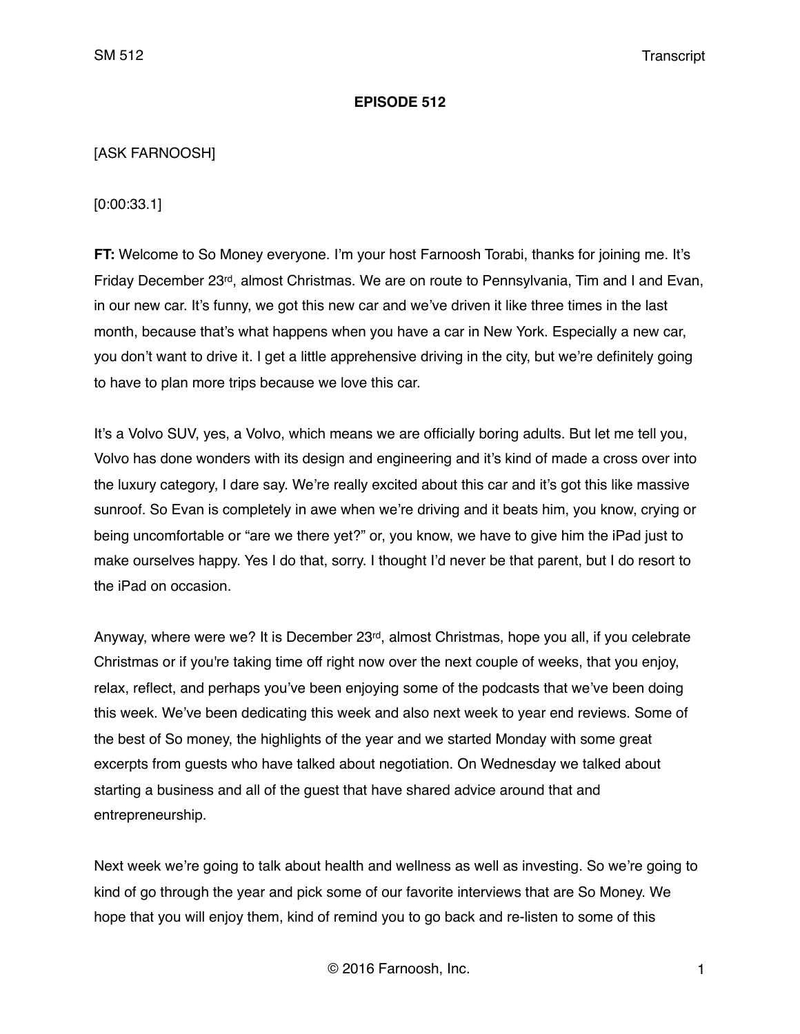**EPISODE 512**

[ASK FARNOOSH]

[0:00:33.1]

**FT:** Welcome to So Money everyone. I'm your host Farnoosh Torabi, thanks for joining me. It's Friday December 23rd, almost Christmas. We are on route to Pennsylvania, Tim and I and Evan, in our new car. It's funny, we got this new car and we've driven it like three times in the last month, because that's what happens when you have a car in New York. Especially a new car, you don't want to drive it. I get a little apprehensive driving in the city, but we're definitely going to have to plan more trips because we love this car.

It's a Volvo SUV, yes, a Volvo, which means we are officially boring adults. But let me tell you, Volvo has done wonders with its design and engineering and it's kind of made a cross over into the luxury category, I dare say. We're really excited about this car and it's got this like massive sunroof. So Evan is completely in awe when we're driving and it beats him, you know, crying or being uncomfortable or "are we there yet?" or, you know, we have to give him the iPad just to make ourselves happy. Yes I do that, sorry. I thought I'd never be that parent, but I do resort to the iPad on occasion.

Anyway, where were we? It is December 23rd, almost Christmas, hope you all, if you celebrate Christmas or if you're taking time off right now over the next couple of weeks, that you enjoy, relax, reflect, and perhaps you've been enjoying some of the podcasts that we've been doing this week. We've been dedicating this week and also next week to year end reviews. Some of the best of So money, the highlights of the year and we started Monday with some great excerpts from guests who have talked about negotiation. On Wednesday we talked about starting a business and all of the guest that have shared advice around that and entrepreneurship.

Next week we're going to talk about health and wellness as well as investing. So we're going to kind of go through the year and pick some of our favorite interviews that are So Money. We hope that you will enjoy them, kind of remind you to go back and re-listen to some of this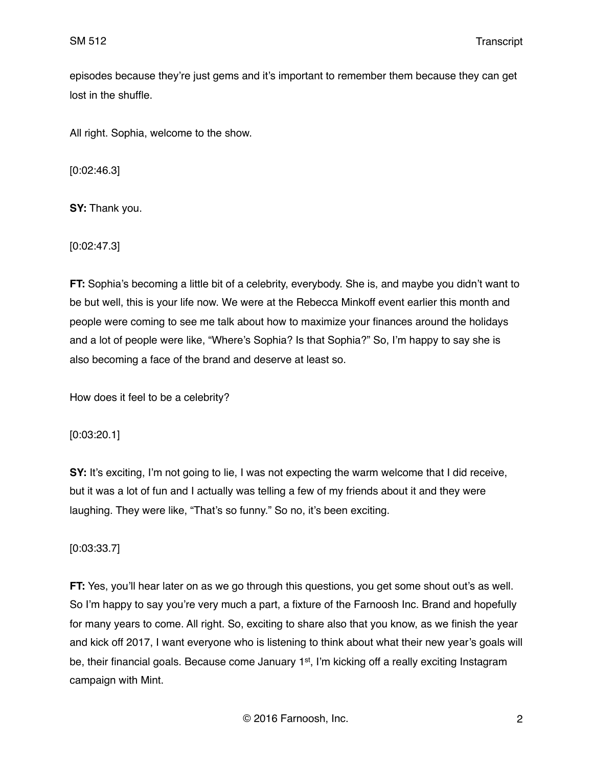episodes because they're just gems and it's important to remember them because they can get lost in the shuffle.

All right. Sophia, welcome to the show.

[0:02:46.3]

**SY:** Thank you.

[0:02:47.3]

**FT:** Sophia's becoming a little bit of a celebrity, everybody. She is, and maybe you didn't want to be but well, this is your life now. We were at the Rebecca Minkoff event earlier this month and people were coming to see me talk about how to maximize your finances around the holidays and a lot of people were like, "Where's Sophia? Is that Sophia?" So, I'm happy to say she is also becoming a face of the brand and deserve at least so.

How does it feel to be a celebrity?

[0:03:20.1]

**SY:** It's exciting, I'm not going to lie, I was not expecting the warm welcome that I did receive, but it was a lot of fun and I actually was telling a few of my friends about it and they were laughing. They were like, "That's so funny." So no, it's been exciting.

[0:03:33.7]

**FT:** Yes, you'll hear later on as we go through this questions, you get some shout out's as well. So I'm happy to say you're very much a part, a fixture of the Farnoosh Inc. Brand and hopefully for many years to come. All right. So, exciting to share also that you know, as we finish the year and kick off 2017, I want everyone who is listening to think about what their new year's goals will be, their financial goals. Because come January 1st, I'm kicking off a really exciting Instagram campaign with Mint.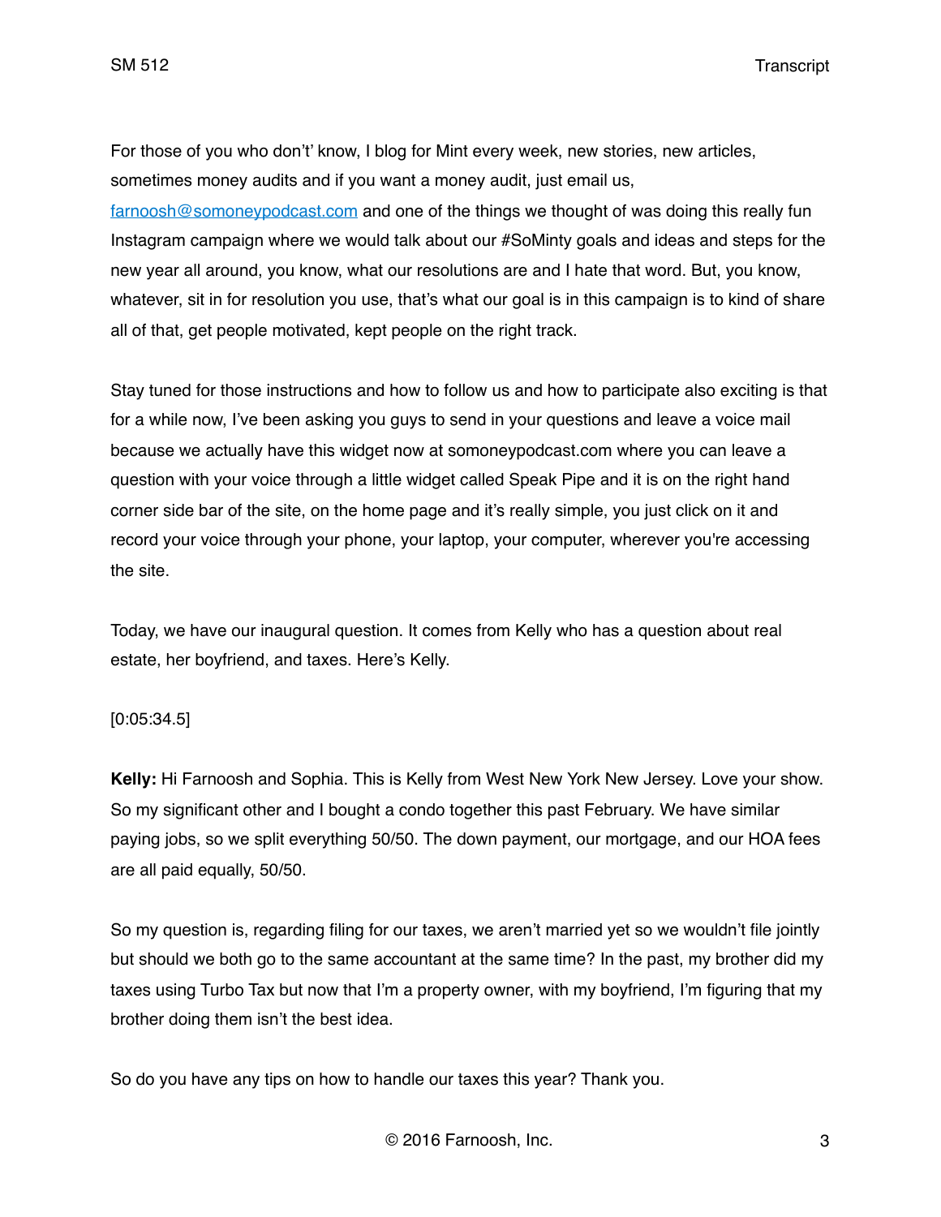For those of you who don't' know, I blog for Mint every week, new stories, new articles, sometimes money audits and if you want a money audit, just email us, [farnoosh@somoneypodcast.com](mailto:farnoosh@somoneypodcast.com) and one of the things we thought of was doing this really fun Instagram campaign where we would talk about our #SoMinty goals and ideas and steps for the new year all around, you know, what our resolutions are and I hate that word. But, you know, whatever, sit in for resolution you use, that's what our goal is in this campaign is to kind of share all of that, get people motivated, kept people on the right track.

Stay tuned for those instructions and how to follow us and how to participate also exciting is that for a while now, I've been asking you guys to send in your questions and leave a voice mail because we actually have this widget now at somoneypodcast.com where you can leave a question with your voice through a little widget called Speak Pipe and it is on the right hand corner side bar of the site, on the home page and it's really simple, you just click on it and record your voice through your phone, your laptop, your computer, wherever you're accessing the site.

Today, we have our inaugural question. It comes from Kelly who has a question about real estate, her boyfriend, and taxes. Here's Kelly.

[0:05:34.5]

**Kelly:** Hi Farnoosh and Sophia. This is Kelly from West New York New Jersey. Love your show. So my significant other and I bought a condo together this past February. We have similar paying jobs, so we split everything 50/50. The down payment, our mortgage, and our HOA fees are all paid equally, 50/50.

So my question is, regarding filing for our taxes, we aren't married yet so we wouldn't file jointly but should we both go to the same accountant at the same time? In the past, my brother did my taxes using Turbo Tax but now that I'm a property owner, with my boyfriend, I'm figuring that my brother doing them isn't the best idea.

So do you have any tips on how to handle our taxes this year? Thank you.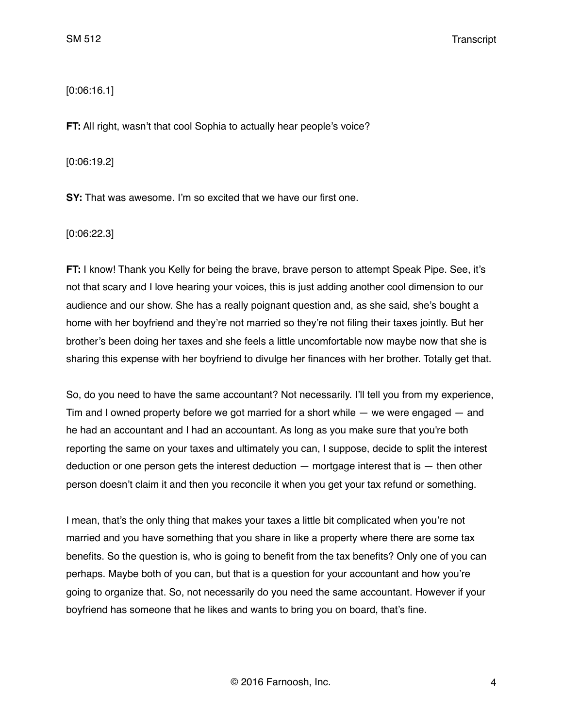[0:06:16.1]

**FT:** All right, wasn't that cool Sophia to actually hear people's voice?

[0:06:19.2]

**SY:** That was awesome. I'm so excited that we have our first one.

[0:06:22.3]

**FT:** I know! Thank you Kelly for being the brave, brave person to attempt Speak Pipe. See, it's not that scary and I love hearing your voices, this is just adding another cool dimension to our audience and our show. She has a really poignant question and, as she said, she's bought a home with her boyfriend and they're not married so they're not filing their taxes jointly. But her brother's been doing her taxes and she feels a little uncomfortable now maybe now that she is sharing this expense with her boyfriend to divulge her finances with her brother. Totally get that.

So, do you need to have the same accountant? Not necessarily. I'll tell you from my experience, Tim and I owned property before we got married for a short while — we were engaged — and he had an accountant and I had an accountant. As long as you make sure that you're both reporting the same on your taxes and ultimately you can, I suppose, decide to split the interest deduction or one person gets the interest deduction — mortgage interest that is — then other person doesn't claim it and then you reconcile it when you get your tax refund or something.

I mean, that's the only thing that makes your taxes a little bit complicated when you're not married and you have something that you share in like a property where there are some tax benefits. So the question is, who is going to benefit from the tax benefits? Only one of you can perhaps. Maybe both of you can, but that is a question for your accountant and how you're going to organize that. So, not necessarily do you need the same accountant. However if your boyfriend has someone that he likes and wants to bring you on board, that's fine.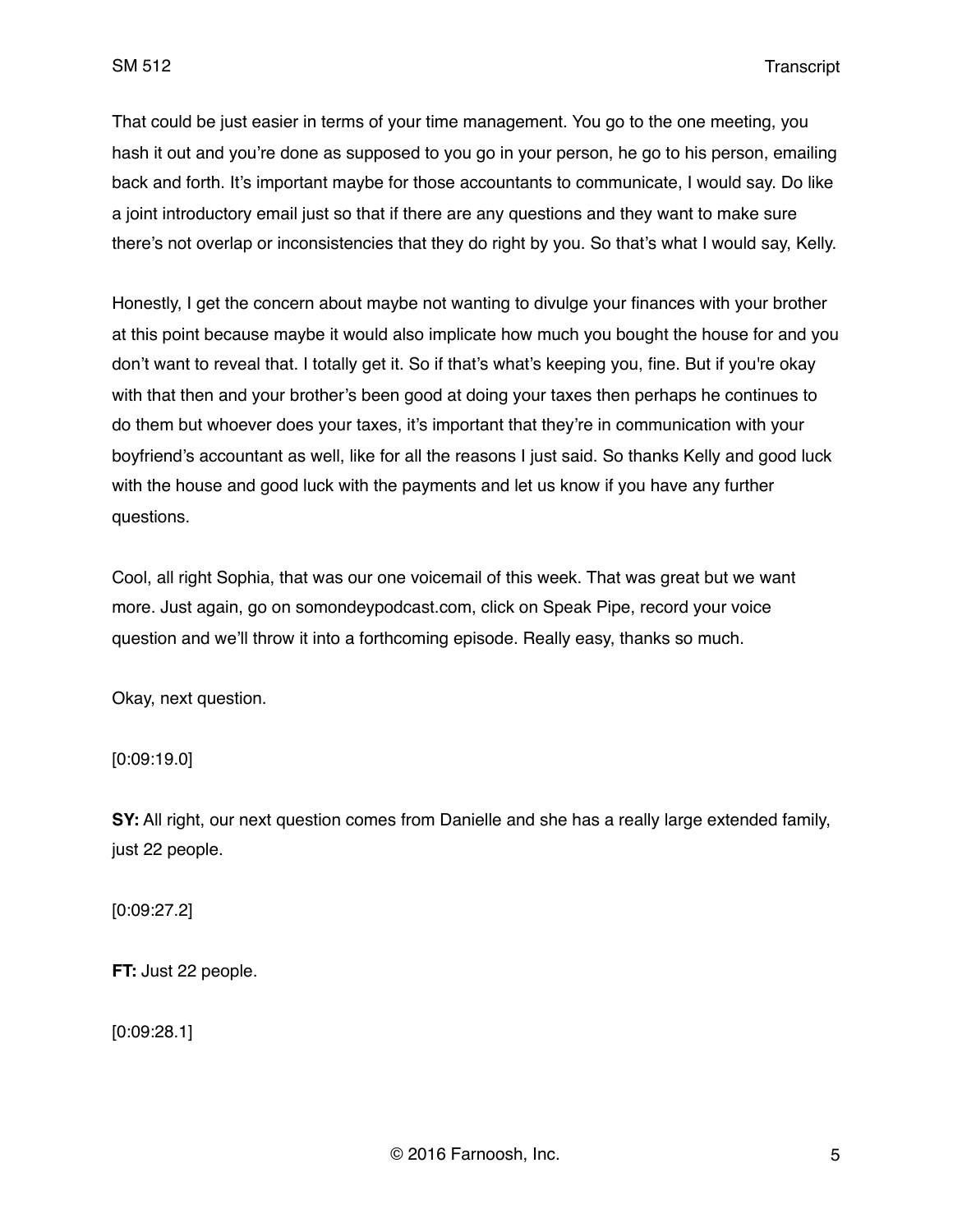That could be just easier in terms of your time management. You go to the one meeting, you hash it out and you're done as supposed to you go in your person, he go to his person, emailing back and forth. It's important maybe for those accountants to communicate, I would say. Do like a joint introductory email just so that if there are any questions and they want to make sure there's not overlap or inconsistencies that they do right by you. So that's what I would say, Kelly.

Honestly, I get the concern about maybe not wanting to divulge your finances with your brother at this point because maybe it would also implicate how much you bought the house for and you don't want to reveal that. I totally get it. So if that's what's keeping you, fine. But if you're okay with that then and your brother's been good at doing your taxes then perhaps he continues to do them but whoever does your taxes, it's important that they're in communication with your boyfriend's accountant as well, like for all the reasons I just said. So thanks Kelly and good luck with the house and good luck with the payments and let us know if you have any further questions.

Cool, all right Sophia, that was our one voicemail of this week. That was great but we want more. Just again, go on somondeypodcast.com, click on Speak Pipe, record your voice question and we'll throw it into a forthcoming episode. Really easy, thanks so much.

Okay, next question.

[0:09:19.0]

**SY:** All right, our next question comes from Danielle and she has a really large extended family, just 22 people.

[0:09:27.2]

**FT:** Just 22 people.

[0:09:28.1]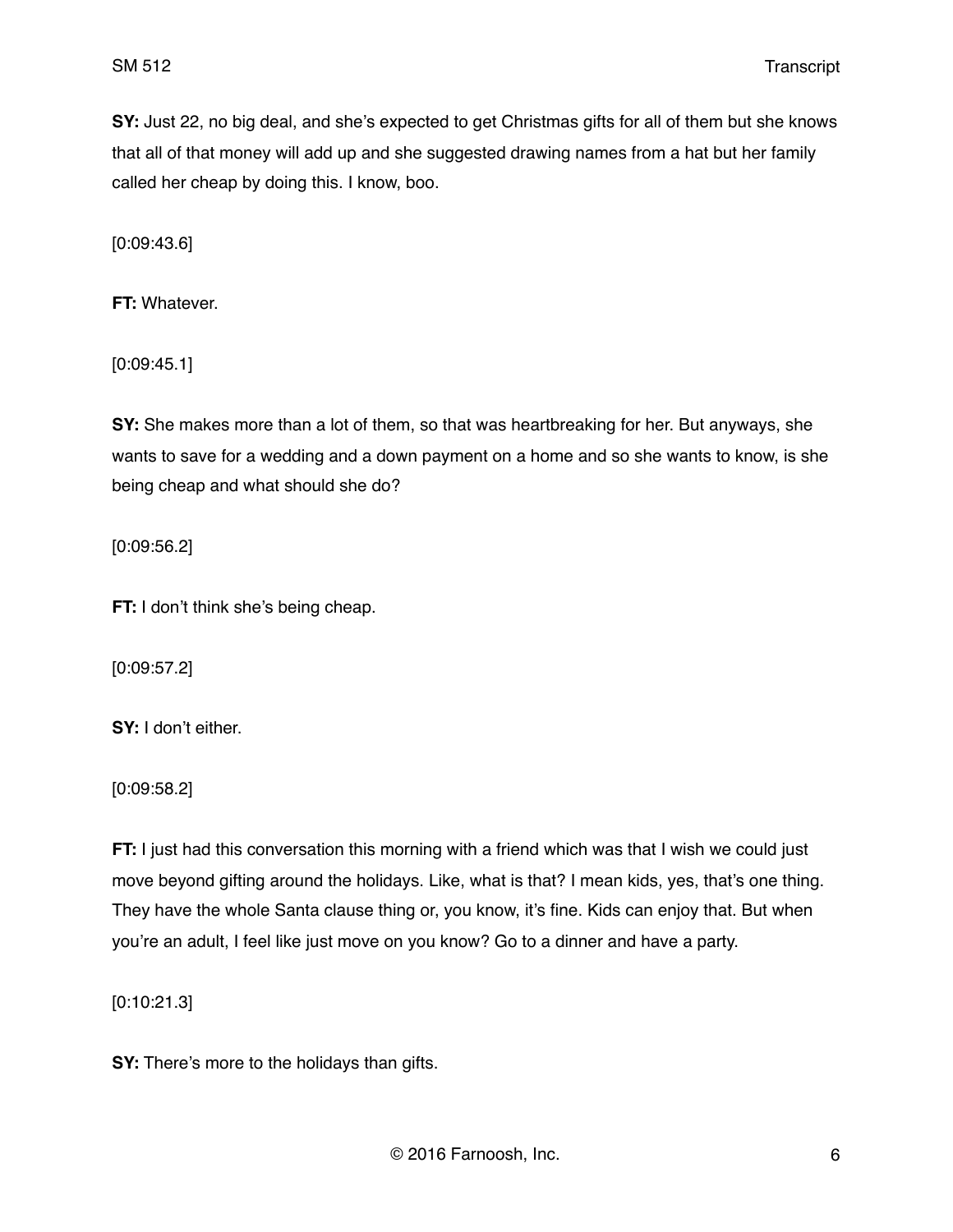**SY:** Just 22, no big deal, and she's expected to get Christmas gifts for all of them but she knows that all of that money will add up and she suggested drawing names from a hat but her family called her cheap by doing this. I know, boo.

[0:09:43.6]

**FT:** Whatever.

[0:09:45.1]

**SY:** She makes more than a lot of them, so that was heartbreaking for her. But anyways, she wants to save for a wedding and a down payment on a home and so she wants to know, is she being cheap and what should she do?

[0:09:56.2]

**FT:** I don't think she's being cheap.

[0:09:57.2]

**SY:** I don't either.

[0:09:58.2]

**FT:** I just had this conversation this morning with a friend which was that I wish we could just move beyond gifting around the holidays. Like, what is that? I mean kids, yes, that's one thing. They have the whole Santa clause thing or, you know, it's fine. Kids can enjoy that. But when you're an adult, I feel like just move on you know? Go to a dinner and have a party.

[0:10:21.3]

**SY:** There's more to the holidays than gifts.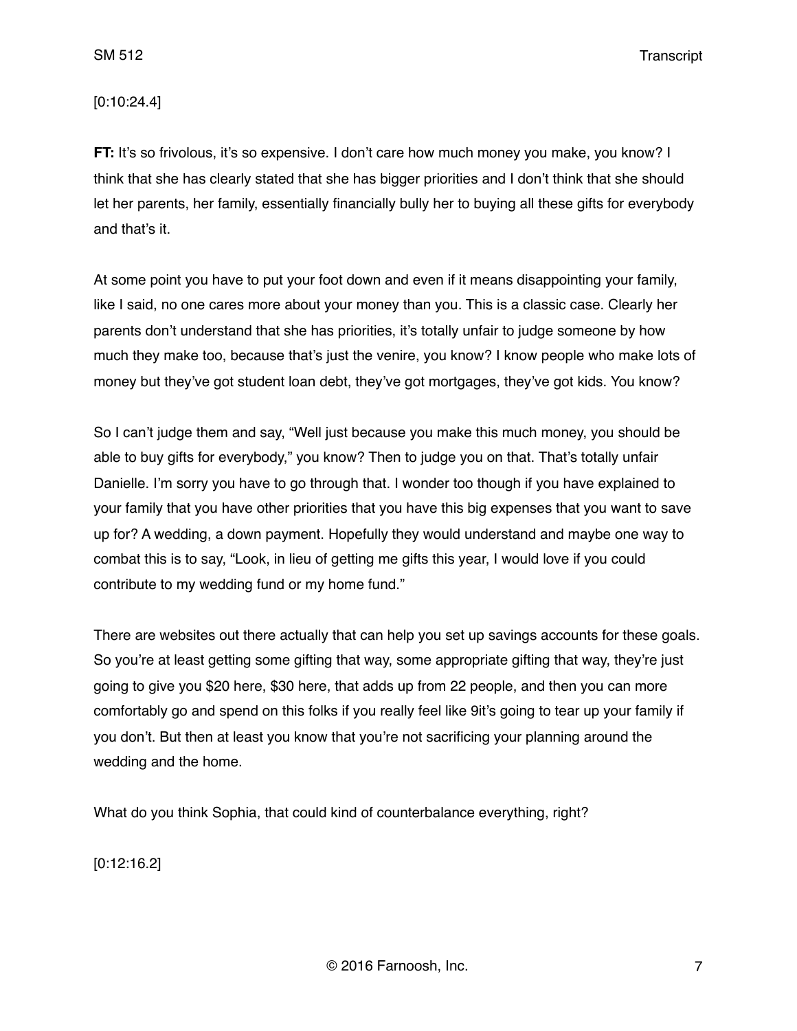[0:10:24.4]

**FT:** It's so frivolous, it's so expensive. I don't care how much money you make, you know? I think that she has clearly stated that she has bigger priorities and I don't think that she should let her parents, her family, essentially financially bully her to buying all these gifts for everybody and that's it.

At some point you have to put your foot down and even if it means disappointing your family, like I said, no one cares more about your money than you. This is a classic case. Clearly her parents don't understand that she has priorities, it's totally unfair to judge someone by how much they make too, because that's just the venire, you know? I know people who make lots of money but they've got student loan debt, they've got mortgages, they've got kids. You know?

So I can't judge them and say, "Well just because you make this much money, you should be able to buy gifts for everybody," you know? Then to judge you on that. That's totally unfair Danielle. I'm sorry you have to go through that. I wonder too though if you have explained to your family that you have other priorities that you have this big expenses that you want to save up for? A wedding, a down payment. Hopefully they would understand and maybe one way to combat this is to say, "Look, in lieu of getting me gifts this year, I would love if you could contribute to my wedding fund or my home fund."

There are websites out there actually that can help you set up savings accounts for these goals. So you're at least getting some gifting that way, some appropriate gifting that way, they're just going to give you $20 here, $30 here, that adds up from 22 people, and then you can more comfortably go and spend on this folks if you really feel like 9it's going to tear up your family if you don't. But then at least you know that you're not sacrificing your planning around the wedding and the home.

What do you think Sophia, that could kind of counterbalance everything, right?

[0:12:16.2]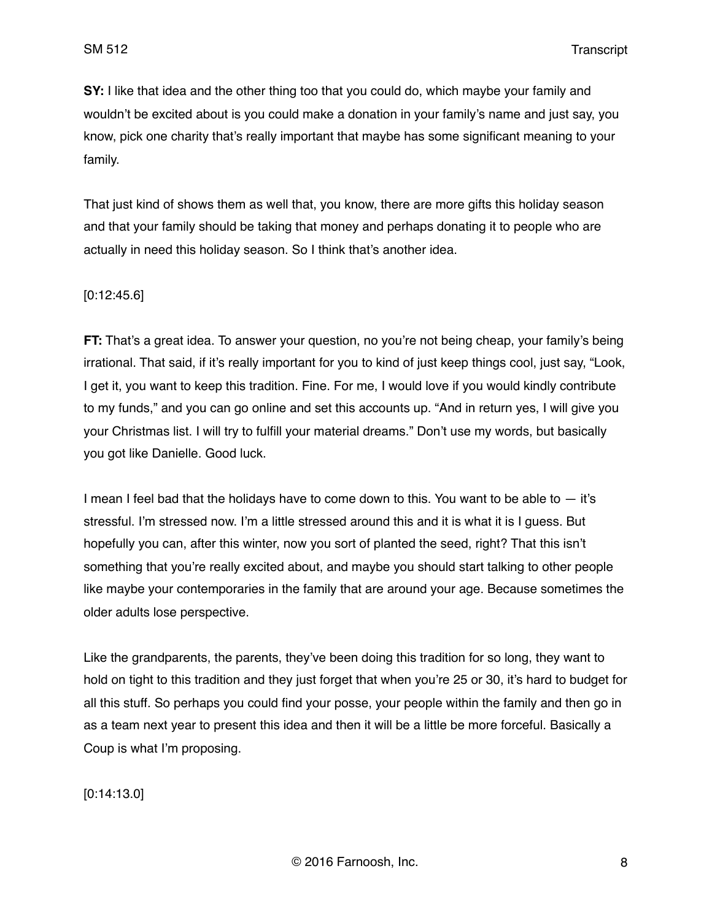**SY:** I like that idea and the other thing too that you could do, which maybe your family and wouldn't be excited about is you could make a donation in your family's name and just say, you know, pick one charity that's really important that maybe has some significant meaning to your family.

That just kind of shows them as well that, you know, there are more gifts this holiday season and that your family should be taking that money and perhaps donating it to people who are actually in need this holiday season. So I think that's another idea.

[0:12:45.6]

**FT:** That's a great idea. To answer your question, no you're not being cheap, your family's being irrational. That said, if it's really important for you to kind of just keep things cool, just say, "Look, I get it, you want to keep this tradition. Fine. For me, I would love if you would kindly contribute to my funds," and you can go online and set this accounts up. "And in return yes, I will give you your Christmas list. I will try to fulfill your material dreams." Don't use my words, but basically you got like Danielle. Good luck.

I mean I feel bad that the holidays have to come down to this. You want to be able to — it's stressful. I'm stressed now. I'm a little stressed around this and it is what it is I guess. But hopefully you can, after this winter, now you sort of planted the seed, right? That this isn't something that you're really excited about, and maybe you should start talking to other people like maybe your contemporaries in the family that are around your age. Because sometimes the older adults lose perspective.

Like the grandparents, the parents, they've been doing this tradition for so long, they want to hold on tight to this tradition and they just forget that when you're 25 or 30, it's hard to budget for all this stuff. So perhaps you could find your posse, your people within the family and then go in as a team next year to present this idea and then it will be a little be more forceful. Basically a Coup is what I'm proposing.

[0:14:13.0]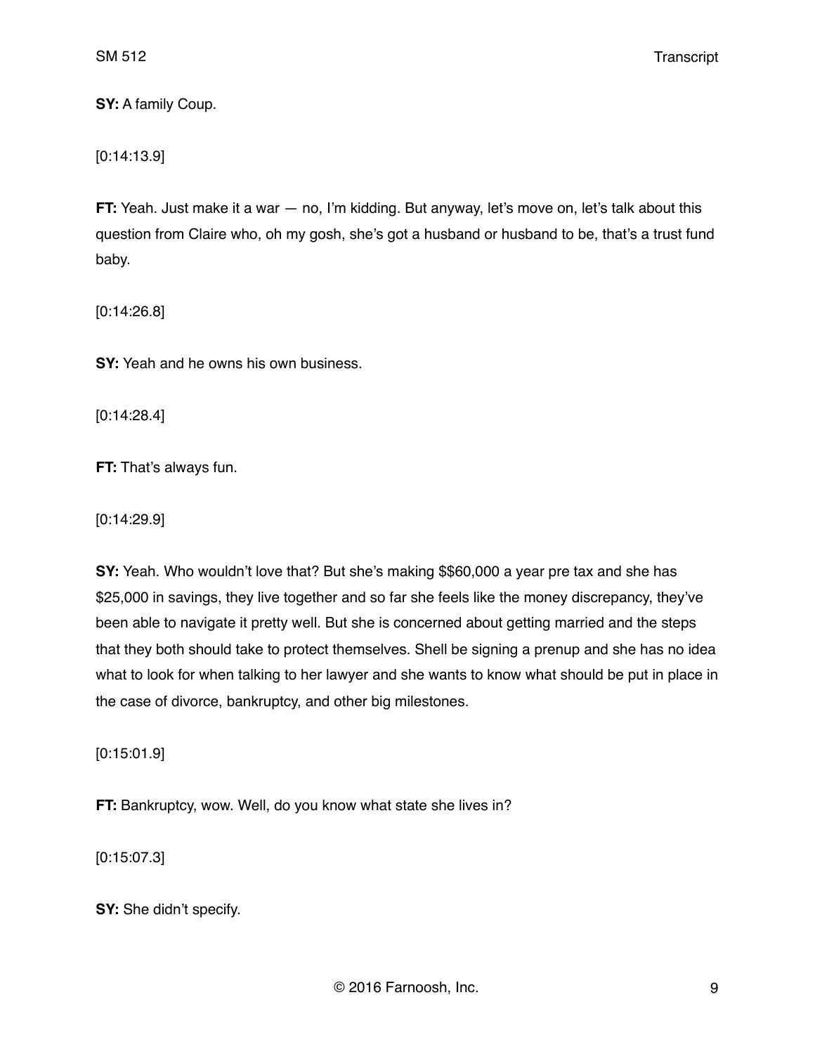**SY:** A family Coup.

[0:14:13.9]

**FT:** Yeah. Just make it a war — no, I'm kidding. But anyway, let's move on, let's talk about this question from Claire who, oh my gosh, she's got a husband or husband to be, that's a trust fund baby.

[0:14:26.8]

**SY:** Yeah and he owns his own business.

[0:14:28.4]

**FT:** That's always fun.

[0:14:29.9]

**SY:** Yeah. Who wouldn't love that? But she's making $$60,000 a year pre tax and she has $25,000 in savings, they live together and so far she feels like the money discrepancy, they've been able to navigate it pretty well. But she is concerned about getting married and the steps that they both should take to protect themselves. Shell be signing a prenup and she has no idea what to look for when talking to her lawyer and she wants to know what should be put in place in the case of divorce, bankruptcy, and other big milestones.

[0:15:01.9]

**FT:** Bankruptcy, wow. Well, do you know what state she lives in?

[0:15:07.3]

**SY:** She didn't specify.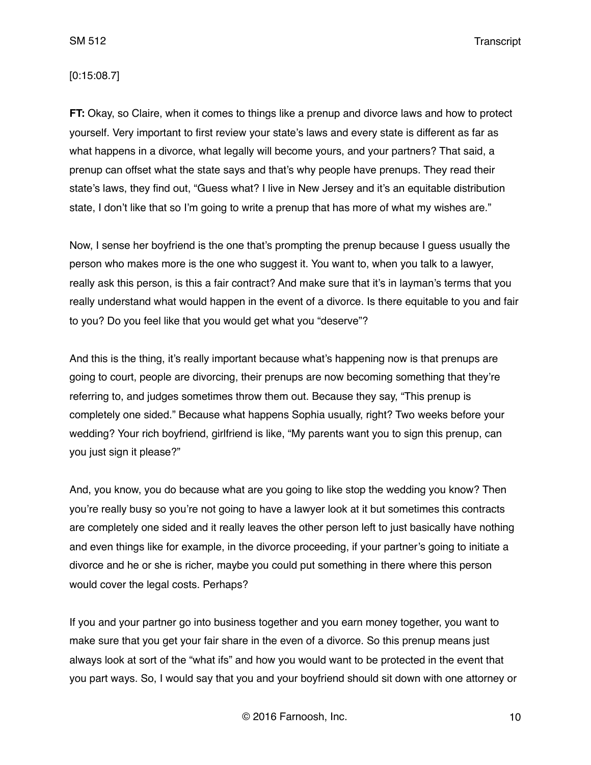[0:15:08.7]

**FT:** Okay, so Claire, when it comes to things like a prenup and divorce laws and how to protect yourself. Very important to first review your state's laws and every state is different as far as what happens in a divorce, what legally will become yours, and your partners? That said, a prenup can offset what the state says and that's why people have prenups. They read their state's laws, they find out, "Guess what? I live in New Jersey and it's an equitable distribution state, I don't like that so I'm going to write a prenup that has more of what my wishes are."

Now, I sense her boyfriend is the one that's prompting the prenup because I guess usually the person who makes more is the one who suggest it. You want to, when you talk to a lawyer, really ask this person, is this a fair contract? And make sure that it's in layman's terms that you really understand what would happen in the event of a divorce. Is there equitable to you and fair to you? Do you feel like that you would get what you "deserve"?

And this is the thing, it's really important because what's happening now is that prenups are going to court, people are divorcing, their prenups are now becoming something that they're referring to, and judges sometimes throw them out. Because they say, "This prenup is completely one sided." Because what happens Sophia usually, right? Two weeks before your wedding? Your rich boyfriend, girlfriend is like, "My parents want you to sign this prenup, can you just sign it please?"

And, you know, you do because what are you going to like stop the wedding you know? Then you're really busy so you're not going to have a lawyer look at it but sometimes this contracts are completely one sided and it really leaves the other person left to just basically have nothing and even things like for example, in the divorce proceeding, if your partner's going to initiate a divorce and he or she is richer, maybe you could put something in there where this person would cover the legal costs. Perhaps?

If you and your partner go into business together and you earn money together, you want to make sure that you get your fair share in the even of a divorce. So this prenup means just always look at sort of the "what ifs" and how you would want to be protected in the event that you part ways. So, I would say that you and your boyfriend should sit down with one attorney or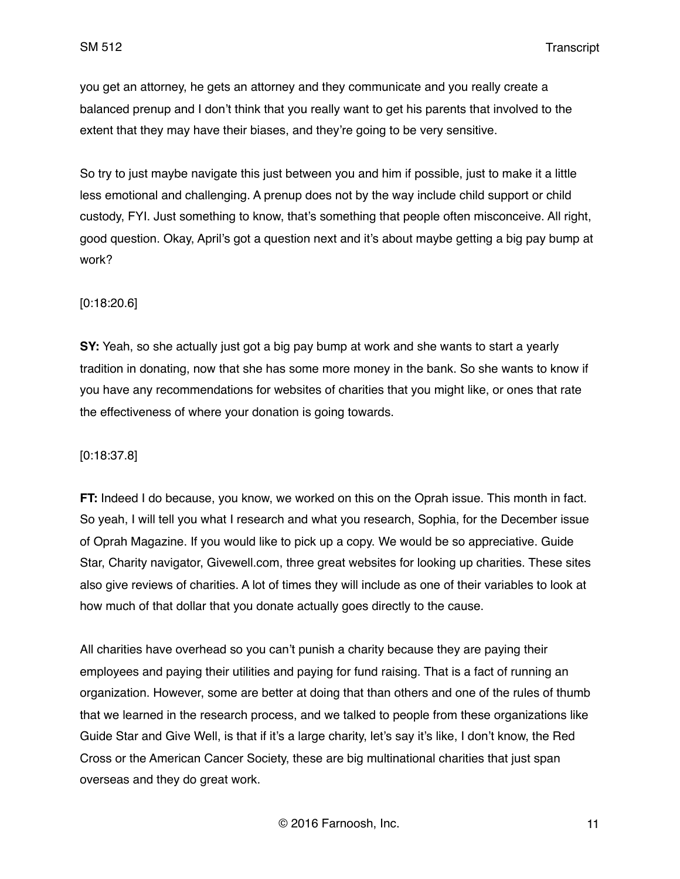you get an attorney, he gets an attorney and they communicate and you really create a balanced prenup and I don't think that you really want to get his parents that involved to the extent that they may have their biases, and they're going to be very sensitive.

So try to just maybe navigate this just between you and him if possible, just to make it a little less emotional and challenging. A prenup does not by the way include child support or child custody, FYI. Just something to know, that's something that people often misconceive. All right, good question. Okay, April's got a question next and it's about maybe getting a big pay bump at work?

[0:18:20.6]

**SY:** Yeah, so she actually just got a big pay bump at work and she wants to start a yearly tradition in donating, now that she has some more money in the bank. So she wants to know if you have any recommendations for websites of charities that you might like, or ones that rate the effectiveness of where your donation is going towards.

[0:18:37.8]

**FT:** Indeed I do because, you know, we worked on this on the Oprah issue. This month in fact. So yeah, I will tell you what I research and what you research, Sophia, for the December issue of Oprah Magazine. If you would like to pick up a copy. We would be so appreciative. Guide Star, Charity navigator, Givewell.com, three great websites for looking up charities. These sites also give reviews of charities. A lot of times they will include as one of their variables to look at how much of that dollar that you donate actually goes directly to the cause.

All charities have overhead so you can't punish a charity because they are paying their employees and paying their utilities and paying for fund raising. That is a fact of running an organization. However, some are better at doing that than others and one of the rules of thumb that we learned in the research process, and we talked to people from these organizations like Guide Star and Give Well, is that if it's a large charity, let's say it's like, I don't know, the Red Cross or the American Cancer Society, these are big multinational charities that just span overseas and they do great work.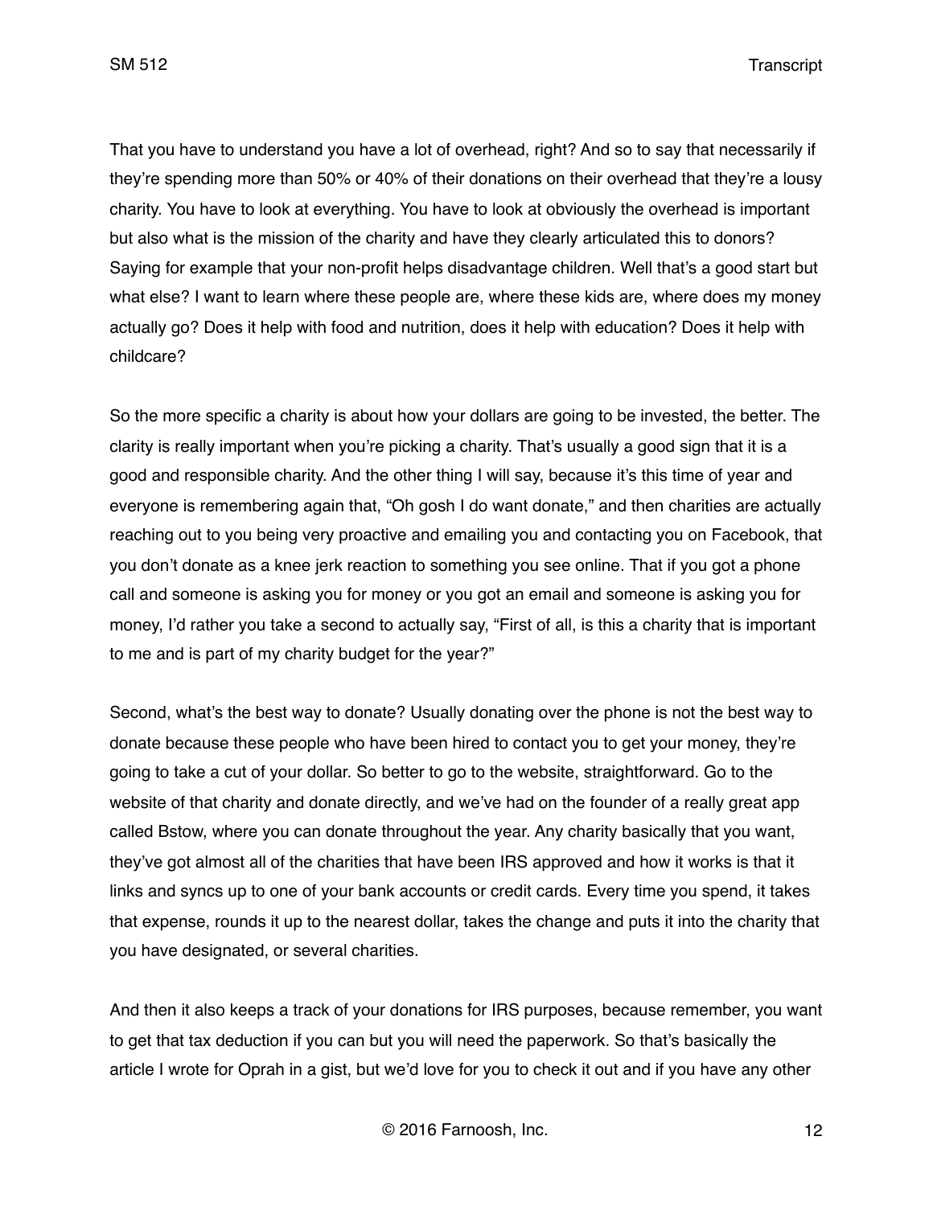That you have to understand you have a lot of overhead, right? And so to say that necessarily if they're spending more than 50% or 40% of their donations on their overhead that they're a lousy charity. You have to look at everything. You have to look at obviously the overhead is important but also what is the mission of the charity and have they clearly articulated this to donors? Saying for example that your non-profit helps disadvantage children. Well that's a good start but what else? I want to learn where these people are, where these kids are, where does my money actually go? Does it help with food and nutrition, does it help with education? Does it help with childcare?

So the more specific a charity is about how your dollars are going to be invested, the better. The clarity is really important when you're picking a charity. That's usually a good sign that it is a good and responsible charity. And the other thing I will say, because it's this time of year and everyone is remembering again that, "Oh gosh I do want donate," and then charities are actually reaching out to you being very proactive and emailing you and contacting you on Facebook, that you don't donate as a knee jerk reaction to something you see online. That if you got a phone call and someone is asking you for money or you got an email and someone is asking you for money, I'd rather you take a second to actually say, "First of all, is this a charity that is important to me and is part of my charity budget for the year?"

Second, what's the best way to donate? Usually donating over the phone is not the best way to donate because these people who have been hired to contact you to get your money, they're going to take a cut of your dollar. So better to go to the website, straightforward. Go to the website of that charity and donate directly, and we've had on the founder of a really great app called Bstow, where you can donate throughout the year. Any charity basically that you want, they've got almost all of the charities that have been IRS approved and how it works is that it links and syncs up to one of your bank accounts or credit cards. Every time you spend, it takes that expense, rounds it up to the nearest dollar, takes the change and puts it into the charity that you have designated, or several charities.

And then it also keeps a track of your donations for IRS purposes, because remember, you want to get that tax deduction if you can but you will need the paperwork. So that's basically the article I wrote for Oprah in a gist, but we'd love for you to check it out and if you have any other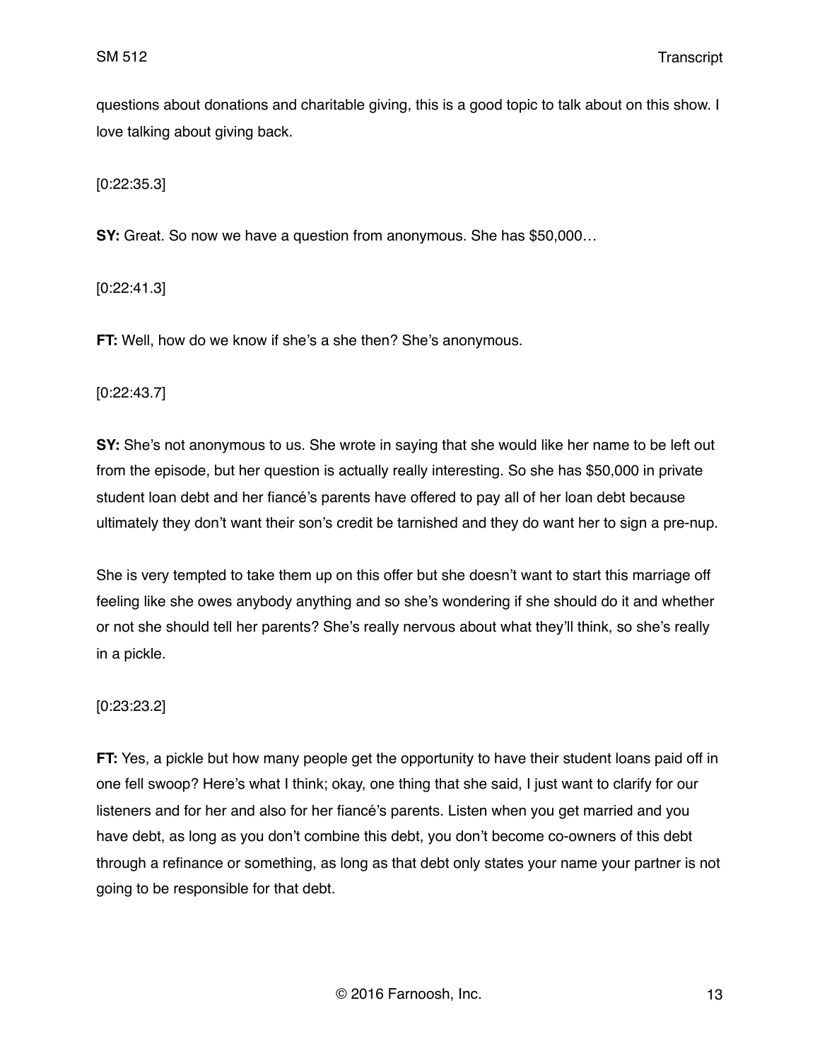questions about donations and charitable giving, this is a good topic to talk about on this show. I love talking about giving back.

[0:22:35.3]

**SY:** Great. So now we have a question from anonymous. She has $50,000…

[0:22:41.3]

**FT:** Well, how do we know if she's a she then? She's anonymous.

[0:22:43.7]

**SY:** She's not anonymous to us. She wrote in saying that she would like her name to be left out from the episode, but her question is actually really interesting. So she has $50,000 in private student loan debt and her fiancé's parents have offered to pay all of her loan debt because ultimately they don't want their son's credit be tarnished and they do want her to sign a pre-nup.

She is very tempted to take them up on this offer but she doesn't want to start this marriage off feeling like she owes anybody anything and so she's wondering if she should do it and whether or not she should tell her parents? She's really nervous about what they'll think, so she's really in a pickle.

[0:23:23.2]

**FT:** Yes, a pickle but how many people get the opportunity to have their student loans paid off in one fell swoop? Here's what I think; okay, one thing that she said, I just want to clarify for our listeners and for her and also for her fiancé's parents. Listen when you get married and you have debt, as long as you don't combine this debt, you don't become co-owners of this debt through a refinance or something, as long as that debt only states your name your partner is not going to be responsible for that debt.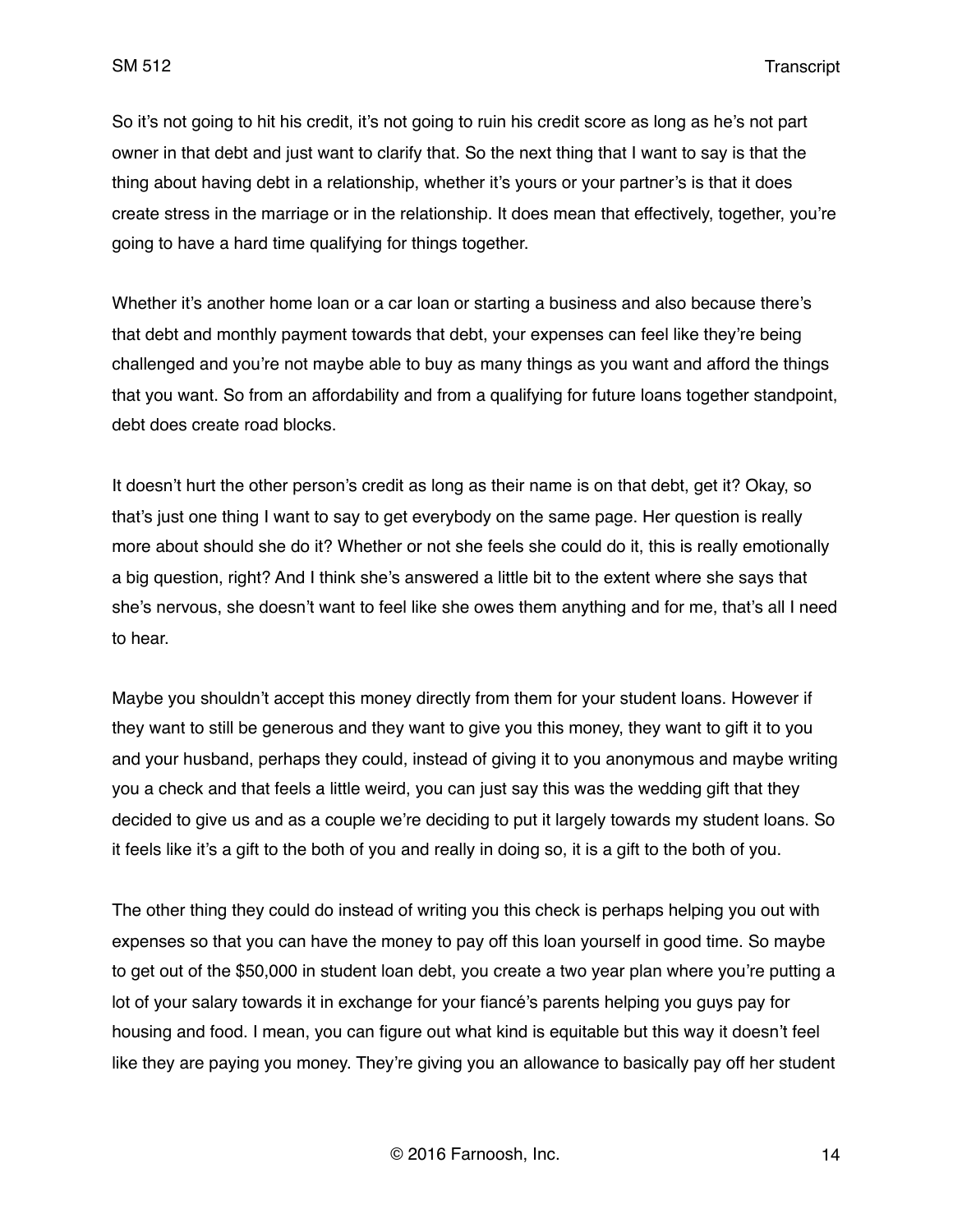So it's not going to hit his credit, it's not going to ruin his credit score as long as he's not part owner in that debt and just want to clarify that. So the next thing that I want to say is that the thing about having debt in a relationship, whether it's yours or your partner's is that it does create stress in the marriage or in the relationship. It does mean that effectively, together, you're going to have a hard time qualifying for things together.

Whether it's another home loan or a car loan or starting a business and also because there's that debt and monthly payment towards that debt, your expenses can feel like they're being challenged and you're not maybe able to buy as many things as you want and afford the things that you want. So from an affordability and from a qualifying for future loans together standpoint, debt does create road blocks.

It doesn't hurt the other person's credit as long as their name is on that debt, get it? Okay, so that's just one thing I want to say to get everybody on the same page. Her question is really more about should she do it? Whether or not she feels she could do it, this is really emotionally a big question, right? And I think she's answered a little bit to the extent where she says that she's nervous, she doesn't want to feel like she owes them anything and for me, that's all I need to hear.

Maybe you shouldn't accept this money directly from them for your student loans. However if they want to still be generous and they want to give you this money, they want to gift it to you and your husband, perhaps they could, instead of giving it to you anonymous and maybe writing you a check and that feels a little weird, you can just say this was the wedding gift that they decided to give us and as a couple we're deciding to put it largely towards my student loans. So it feels like it's a gift to the both of you and really in doing so, it is a gift to the both of you.

The other thing they could do instead of writing you this check is perhaps helping you out with expenses so that you can have the money to pay off this loan yourself in good time. So maybe to get out of the $50,000 in student loan debt, you create a two year plan where you're putting a lot of your salary towards it in exchange for your fiancé's parents helping you guys pay for housing and food. I mean, you can figure out what kind is equitable but this way it doesn't feel like they are paying you money. They're giving you an allowance to basically pay off her student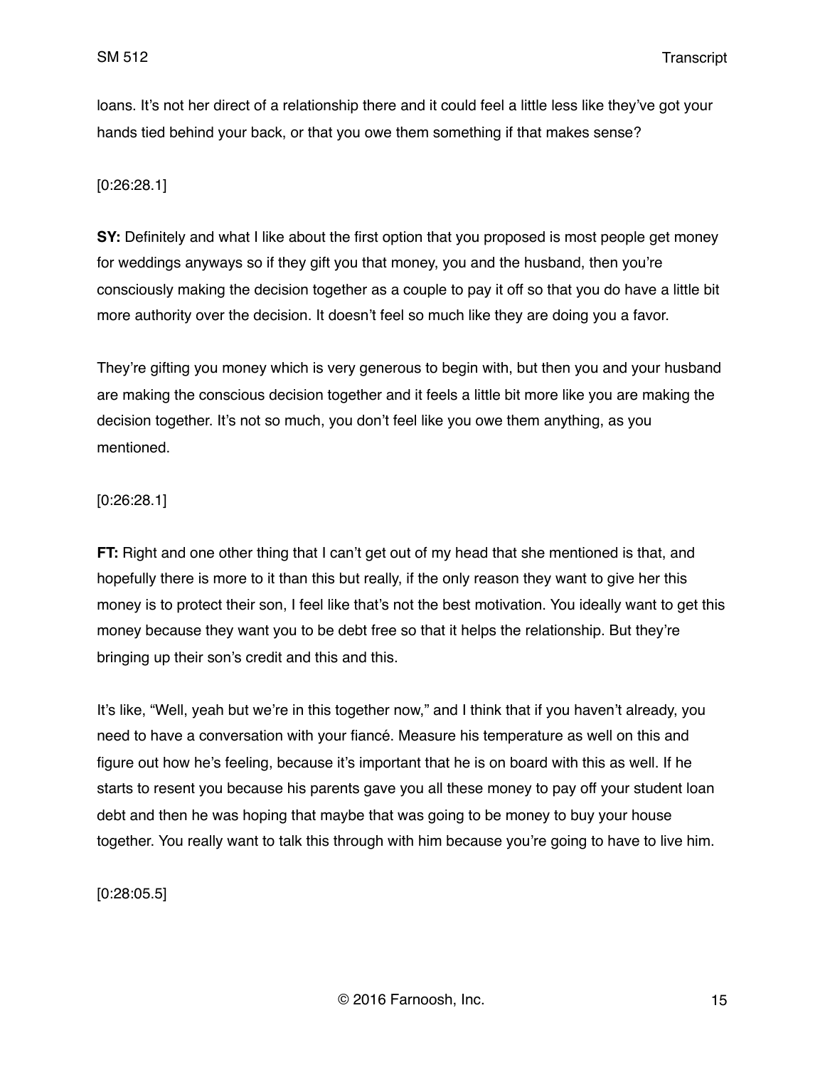loans. It's not her direct of a relationship there and it could feel a little less like they've got your hands tied behind your back, or that you owe them something if that makes sense?

[0:26:28.1]

**SY:** Definitely and what I like about the first option that you proposed is most people get money for weddings anyways so if they gift you that money, you and the husband, then you're consciously making the decision together as a couple to pay it off so that you do have a little bit more authority over the decision. It doesn't feel so much like they are doing you a favor.

They're gifting you money which is very generous to begin with, but then you and your husband are making the conscious decision together and it feels a little bit more like you are making the decision together. It's not so much, you don't feel like you owe them anything, as you mentioned.

[0:26:28.1]

**FT:** Right and one other thing that I can't get out of my head that she mentioned is that, and hopefully there is more to it than this but really, if the only reason they want to give her this money is to protect their son, I feel like that's not the best motivation. You ideally want to get this money because they want you to be debt free so that it helps the relationship. But they're bringing up their son's credit and this and this.

It's like, "Well, yeah but we're in this together now," and I think that if you haven't already, you need to have a conversation with your fiancé. Measure his temperature as well on this and figure out how he's feeling, because it's important that he is on board with this as well. If he starts to resent you because his parents gave you all these money to pay off your student loan debt and then he was hoping that maybe that was going to be money to buy your house together. You really want to talk this through with him because you're going to have to live him.

[0:28:05.5]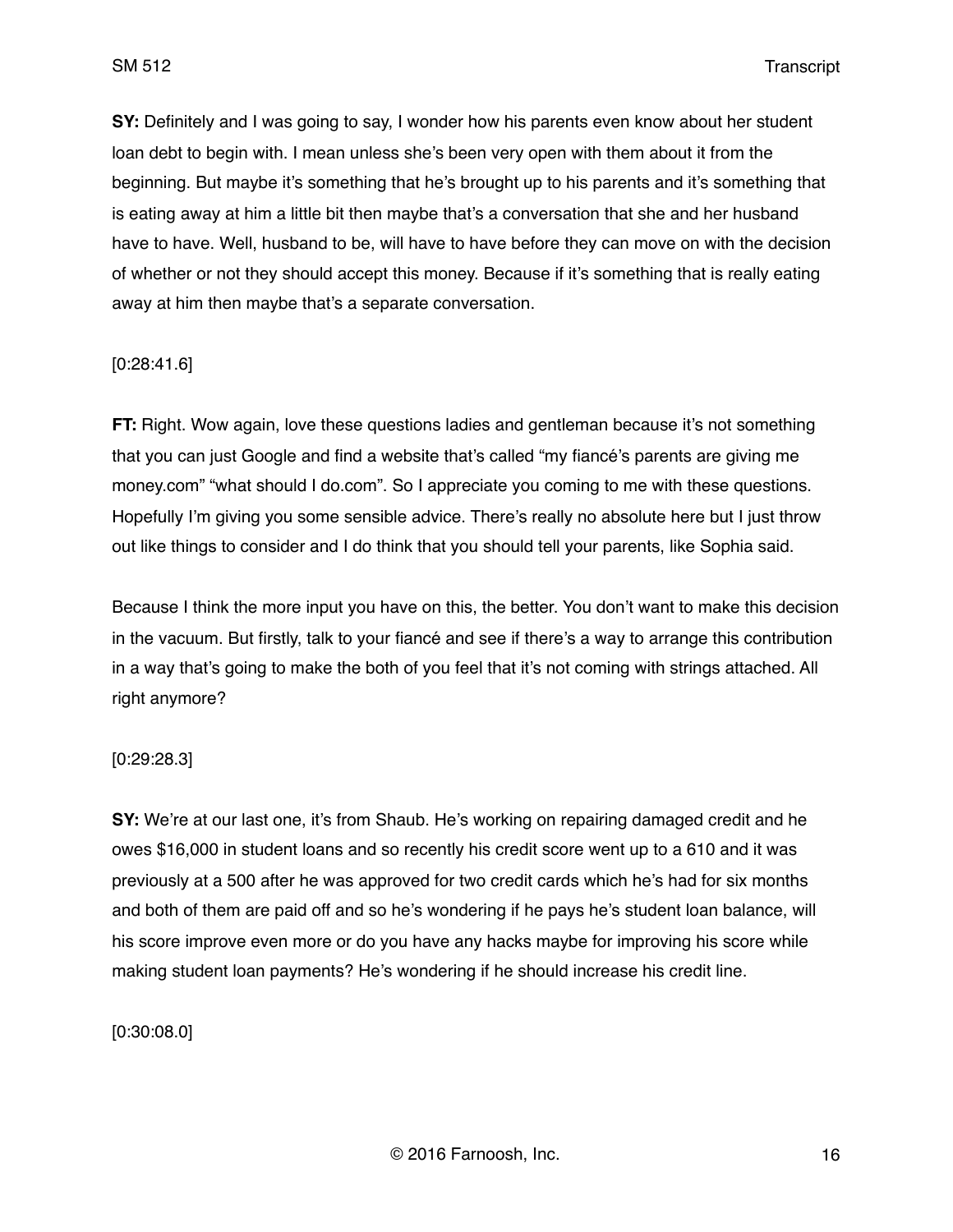**SY:** Definitely and I was going to say, I wonder how his parents even know about her student loan debt to begin with. I mean unless she's been very open with them about it from the beginning. But maybe it's something that he's brought up to his parents and it's something that is eating away at him a little bit then maybe that's a conversation that she and her husband have to have. Well, husband to be, will have to have before they can move on with the decision of whether or not they should accept this money. Because if it's something that is really eating away at him then maybe that's a separate conversation.

[0:28:41.6]

**FT:** Right. Wow again, love these questions ladies and gentleman because it's not something that you can just Google and find a website that's called "my fiancé's parents are giving me money.com" "what should I do.com". So I appreciate you coming to me with these questions. Hopefully I'm giving you some sensible advice. There's really no absolute here but I just throw out like things to consider and I do think that you should tell your parents, like Sophia said.

Because I think the more input you have on this, the better. You don't want to make this decision in the vacuum. But firstly, talk to your fiancé and see if there's a way to arrange this contribution in a way that's going to make the both of you feel that it's not coming with strings attached. All right anymore?

[0:29:28.3]

**SY:** We're at our last one, it's from Shaub. He's working on repairing damaged credit and he owes $16,000 in student loans and so recently his credit score went up to a 610 and it was previously at a 500 after he was approved for two credit cards which he's had for six months and both of them are paid off and so he's wondering if he pays he's student loan balance, will his score improve even more or do you have any hacks maybe for improving his score while making student loan payments? He's wondering if he should increase his credit line.

[0:30:08.0]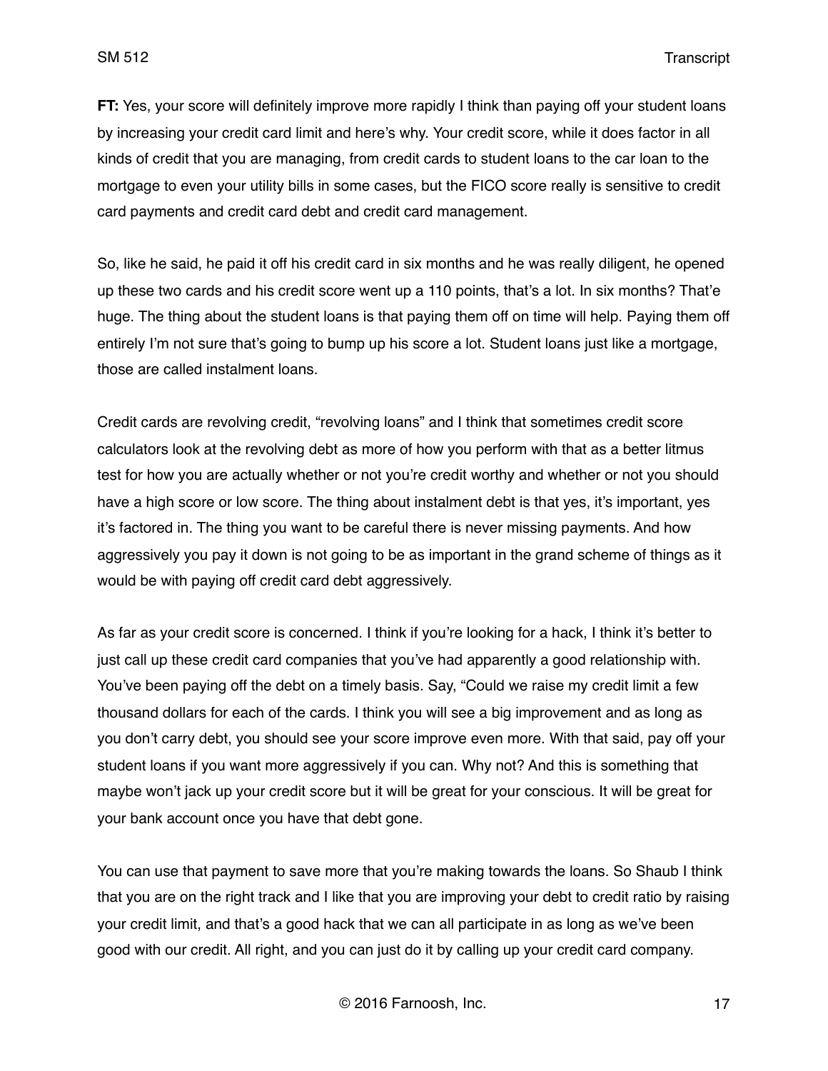**FT:** Yes, your score will definitely improve more rapidly I think than paying off your student loans by increasing your credit card limit and here's why. Your credit score, while it does factor in all kinds of credit that you are managing, from credit cards to student loans to the car loan to the mortgage to even your utility bills in some cases, but the FICO score really is sensitive to credit card payments and credit card debt and credit card management.

So, like he said, he paid it off his credit card in six months and he was really diligent, he opened up these two cards and his credit score went up a 110 points, that's a lot. In six months? That'e huge. The thing about the student loans is that paying them off on time will help. Paying them off entirely I'm not sure that's going to bump up his score a lot. Student loans just like a mortgage, those are called instalment loans.

Credit cards are revolving credit, "revolving loans" and I think that sometimes credit score calculators look at the revolving debt as more of how you perform with that as a better litmus test for how you are actually whether or not you're credit worthy and whether or not you should have a high score or low score. The thing about instalment debt is that yes, it's important, yes it's factored in. The thing you want to be careful there is never missing payments. And how aggressively you pay it down is not going to be as important in the grand scheme of things as it would be with paying off credit card debt aggressively.

As far as your credit score is concerned. I think if you're looking for a hack, I think it's better to just call up these credit card companies that you've had apparently a good relationship with. You've been paying off the debt on a timely basis. Say, "Could we raise my credit limit a few thousand dollars for each of the cards. I think you will see a big improvement and as long as you don't carry debt, you should see your score improve even more. With that said, pay off your student loans if you want more aggressively if you can. Why not? And this is something that maybe won't jack up your credit score but it will be great for your conscious. It will be great for your bank account once you have that debt gone.

You can use that payment to save more that you're making towards the loans. So Shaub I think that you are on the right track and I like that you are improving your debt to credit ratio by raising your credit limit, and that's a good hack that we can all participate in as long as we've been good with our credit. All right, and you can just do it by calling up your credit card company.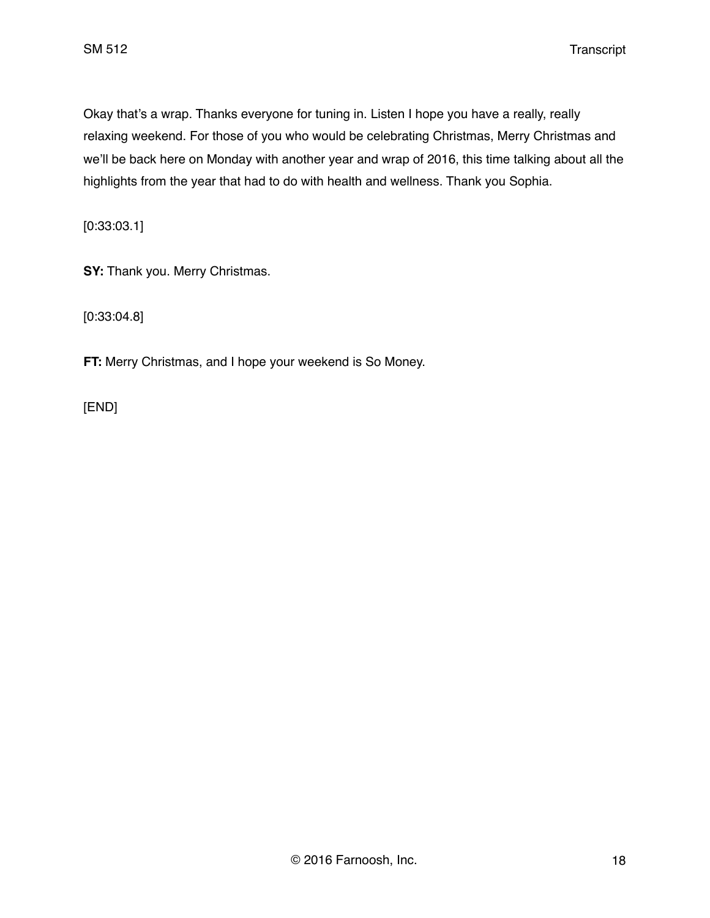Okay that's a wrap. Thanks everyone for tuning in. Listen I hope you have a really, really relaxing weekend. For those of you who would be celebrating Christmas, Merry Christmas and we'll be back here on Monday with another year and wrap of 2016, this time talking about all the highlights from the year that had to do with health and wellness. Thank you Sophia.

[0:33:03.1]

**SY:** Thank you. Merry Christmas.

[0:33:04.8]

**FT:** Merry Christmas, and I hope your weekend is So Money.

[END]